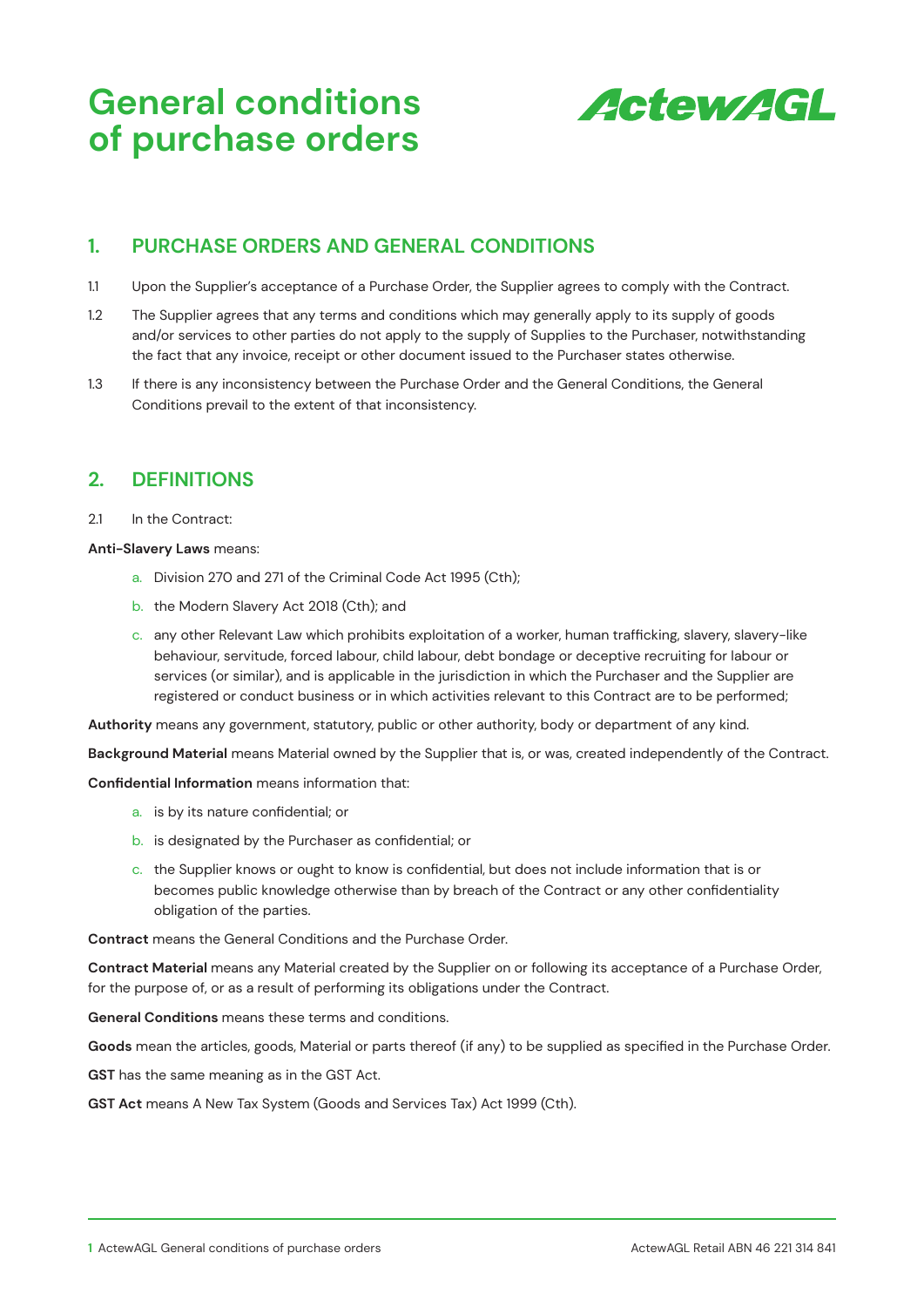# General conditions of purchase orders

ActewAGL

## 1. PURCHASE ORDERS AND GENERAL CONDITIONS

1.1 Upon the Supplier's acceptance of a Purchase Order, the Supplier agrees to comply with the Contract.

1.2 The Supplier agrees that any terms and conditions which may generally apply to its supply of goods and/or services to other parties do not apply to the supply of Supplies to the Purchaser, notwithstanding the fact that any invoice, receipt or other document issued to the Purchaser states otherwise.

1.3 If there is any inconsistency between the Purchase Order and the General Conditions, the General Conditions prevail to the extent of that inconsistency.

## 2. DEFINITIONS

2.1 In the Contract:

**Anti-Slavery Laws** means:

a. Division 270 and 271 of the Criminal Code Act 1995 (Cth);

b. the Modern Slavery Act 2018 (Cth); and

c. any other Relevant Law which prohibits exploitation of a worker, human trafficking, slavery, slavery-like behaviour, servitude, forced labour, child labour, debt bondage or deceptive recruiting for labour or services (or similar), and is applicable in the jurisdiction in which the Purchaser and the Supplier are registered or conduct business or in which activities relevant to this Contract are to be performed;

**Authority** means any government, statutory, public or other authority, body or department of any kind.

**Background Material** means Material owned by the Supplier that is, or was, created independently of the Contract.

**Confidential Information** means information that:

a. is by its nature confidential; or

b. is designated by the Purchaser as confidential; or

c. the Supplier knows or ought to know is confidential, but does not include information that is or becomes public knowledge otherwise than by breach of the Contract or any other confidentiality obligation of the parties.

**Contract** means the General Conditions and the Purchase Order.

**Contract Material** means any Material created by the Supplier on or following its acceptance of a Purchase Order, for the purpose of, or as a result of performing its obligations under the Contract.

**General Conditions** means these terms and conditions.

**Goods** mean the articles, goods, Material or parts thereof (if any) to be supplied as specified in the Purchase Order.

**GST** has the same meaning as in the GST Act.

**GST Act** means A New Tax System (Goods and Services Tax) Act 1999 (Cth).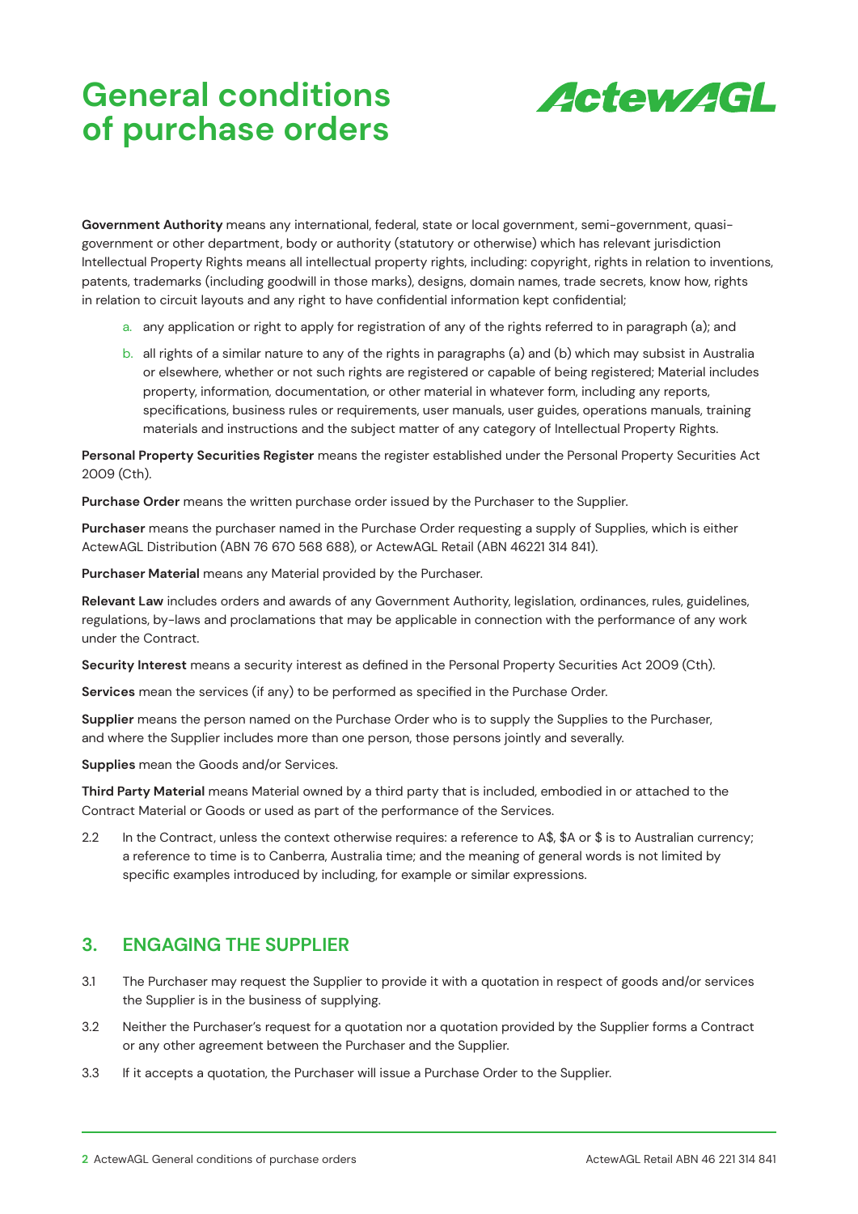**Government Authority** means any international, federal, state or local government, semi-government, quasi-government or other department, body or authority (statutory or otherwise) which has relevant jurisdiction Intellectual Property Rights means all intellectual property rights, including: copyright, rights in relation to inventions, patents, trademarks (including goodwill in those marks), designs, domain names, trade secrets, know how, rights in relation to circuit layouts and any right to have confidential information kept confidential;

a. any application or right to apply for registration of any of the rights referred to in paragraph (a); and

b. all rights of a similar nature to any of the rights in paragraphs (a) and (b) which may subsist in Australia or elsewhere, whether or not such rights are registered or capable of being registered; Material includes property, information, documentation, or other material in whatever form, including any reports, specifications, business rules or requirements, user manuals, user guides, operations manuals, training materials and instructions and the subject matter of any category of Intellectual Property Rights.

**Personal Property Securities Register** means the register established under the Personal Property Securities Act 2009 (Cth).

**Purchase Order** means the written purchase order issued by the Purchaser to the Supplier.

**Purchaser** means the purchaser named in the Purchase Order requesting a supply of Supplies, which is either ActewAGL Distribution (ABN 76 670 568 688), or ActewAGL Retail (ABN 46221 314 841).

**Purchaser Material** means any Material provided by the Purchaser.

**Relevant Law** includes orders and awards of any Government Authority, legislation, ordinances, rules, guidelines, regulations, by-laws and proclamations that may be applicable in connection with the performance of any work under the Contract.

**Security Interest** means a security interest as defined in the Personal Property Securities Act 2009 (Cth).

**Services** mean the services (if any) to be performed as specified in the Purchase Order.

**Supplier** means the person named on the Purchase Order who is to supply the Supplies to the Purchaser, and where the Supplier includes more than one person, those persons jointly and severally.

**Supplies** mean the Goods and/or Services.

**Third Party Material** means Material owned by a third party that is included, embodied in or attached to the Contract Material or Goods or used as part of the performance of the Services.

2.2 In the Contract, unless the context otherwise requires: a reference to A$, $A or $ is to Australian currency; a reference to time is to Canberra, Australia time; and the meaning of general words is not limited by specific examples introduced by including, for example or similar expressions.

## 3. ENGAGING THE SUPPLIER

3.1 The Purchaser may request the Supplier to provide it with a quotation in respect of goods and/or services the Supplier is in the business of supplying.

3.2 Neither the Purchaser's request for a quotation nor a quotation provided by the Supplier forms a Contract or any other agreement between the Purchaser and the Supplier.

3.3 If it accepts a quotation, the Purchaser will issue a Purchase Order to the Supplier.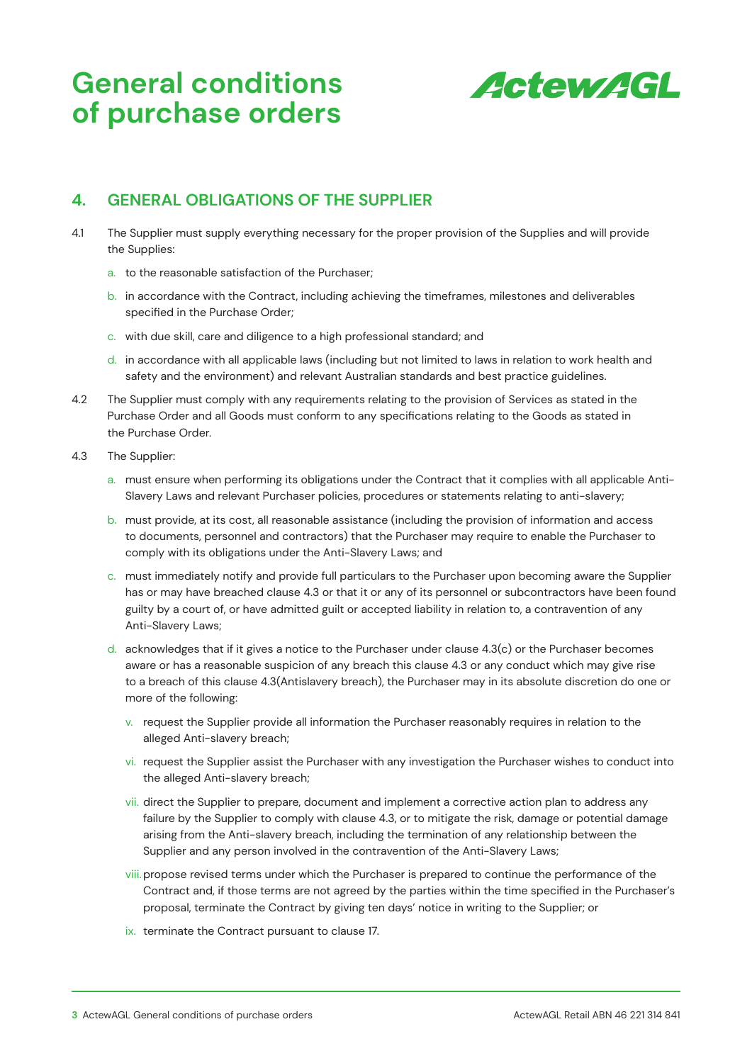## 4. GENERAL OBLIGATIONS OF THE SUPPLIER

4.1 The Supplier must supply everything necessary for the proper provision of the Supplies and will provide the Supplies:

a. to the reasonable satisfaction of the Purchaser;

b. in accordance with the Contract, including achieving the timeframes, milestones and deliverables specified in the Purchase Order;

c. with due skill, care and diligence to a high professional standard; and

d. in accordance with all applicable laws (including but not limited to laws in relation to work health and safety and the environment) and relevant Australian standards and best practice guidelines.

4.2 The Supplier must comply with any requirements relating to the provision of Services as stated in the Purchase Order and all Goods must conform to any specifications relating to the Goods as stated in the Purchase Order.

4.3 The Supplier:

a. must ensure when performing its obligations under the Contract that it complies with all applicable Anti-Slavery Laws and relevant Purchaser policies, procedures or statements relating to anti-slavery;

b. must provide, at its cost, all reasonable assistance (including the provision of information and access to documents, personnel and contractors) that the Purchaser may require to enable the Purchaser to comply with its obligations under the Anti-Slavery Laws; and

c. must immediately notify and provide full particulars to the Purchaser upon becoming aware the Supplier has or may have breached clause 4.3 or that it or any of its personnel or subcontractors have been found guilty by a court of, or have admitted guilt or accepted liability in relation to, a contravention of any Anti-Slavery Laws;

d. acknowledges that if it gives a notice to the Purchaser under clause 4.3(c) or the Purchaser becomes aware or has a reasonable suspicion of any breach this clause 4.3 or any conduct which may give rise to a breach of this clause 4.3(Antislavery breach), the Purchaser may in its absolute discretion do one or more of the following:

v. request the Supplier provide all information the Purchaser reasonably requires in relation to the alleged Anti-slavery breach;

vi. request the Supplier assist the Purchaser with any investigation the Purchaser wishes to conduct into the alleged Anti-slavery breach;

vii. direct the Supplier to prepare, document and implement a corrective action plan to address any failure by the Supplier to comply with clause 4.3, or to mitigate the risk, damage or potential damage arising from the Anti-slavery breach, including the termination of any relationship between the Supplier and any person involved in the contravention of the Anti-Slavery Laws;

viii. propose revised terms under which the Purchaser is prepared to continue the performance of the Contract and, if those terms are not agreed by the parties within the time specified in the Purchaser's proposal, terminate the Contract by giving ten days' notice in writing to the Supplier; or

ix. terminate the Contract pursuant to clause 17.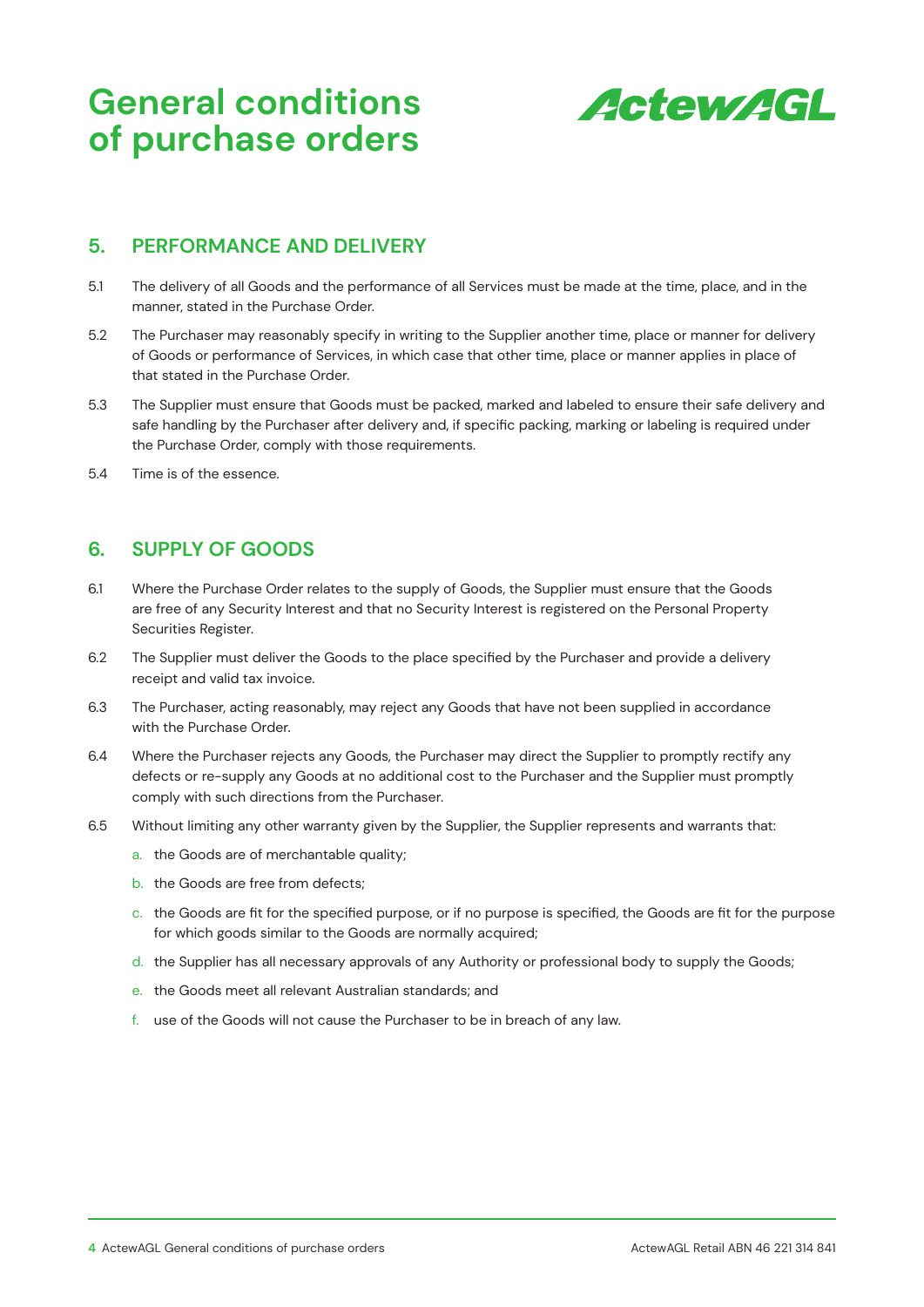## 5. PERFORMANCE AND DELIVERY

5.1 The delivery of all Goods and the performance of all Services must be made at the time, place, and in the manner, stated in the Purchase Order.

5.2 The Purchaser may reasonably specify in writing to the Supplier another time, place or manner for delivery of Goods or performance of Services, in which case that other time, place or manner applies in place of that stated in the Purchase Order.

5.3 The Supplier must ensure that Goods must be packed, marked and labeled to ensure their safe delivery and safe handling by the Purchaser after delivery and, if specific packing, marking or labeling is required under the Purchase Order, comply with those requirements.

5.4 Time is of the essence.

## 6. SUPPLY OF GOODS

6.1 Where the Purchase Order relates to the supply of Goods, the Supplier must ensure that the Goods are free of any Security Interest and that no Security Interest is registered on the Personal Property Securities Register.

6.2 The Supplier must deliver the Goods to the place specified by the Purchaser and provide a delivery receipt and valid tax invoice.

6.3 The Purchaser, acting reasonably, may reject any Goods that have not been supplied in accordance with the Purchase Order.

6.4 Where the Purchaser rejects any Goods, the Purchaser may direct the Supplier to promptly rectify any defects or re-supply any Goods at no additional cost to the Purchaser and the Supplier must promptly comply with such directions from the Purchaser.

6.5 Without limiting any other warranty given by the Supplier, the Supplier represents and warrants that:

a. the Goods are of merchantable quality;

b. the Goods are free from defects;

c. the Goods are fit for the specified purpose, or if no purpose is specified, the Goods are fit for the purpose for which goods similar to the Goods are normally acquired;

d. the Supplier has all necessary approvals of any Authority or professional body to supply the Goods;

e. the Goods meet all relevant Australian standards; and

f. use of the Goods will not cause the Purchaser to be in breach of any law.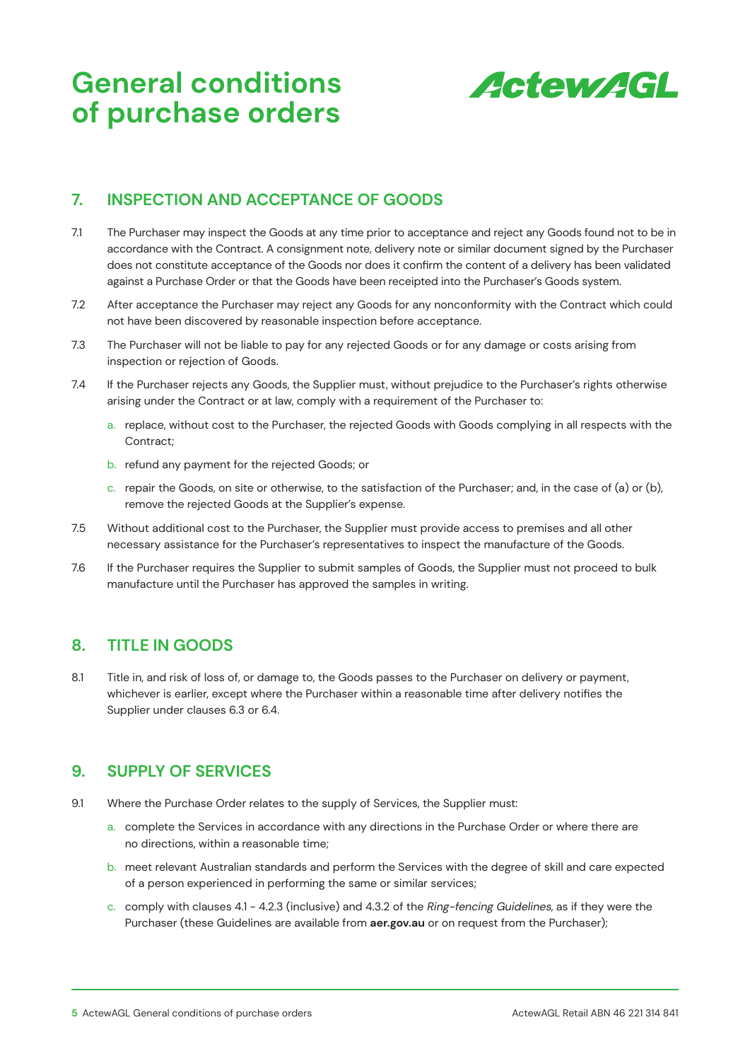## 7. INSPECTION AND ACCEPTANCE OF GOODS

7.1 The Purchaser may inspect the Goods at any time prior to acceptance and reject any Goods found not to be in accordance with the Contract. A consignment note, delivery note or similar document signed by the Purchaser does not constitute acceptance of the Goods nor does it confirm the content of a delivery has been validated against a Purchase Order or that the Goods have been receipted into the Purchaser's Goods system.

7.2 After acceptance the Purchaser may reject any Goods for any nonconformity with the Contract which could not have been discovered by reasonable inspection before acceptance.

7.3 The Purchaser will not be liable to pay for any rejected Goods or for any damage or costs arising from inspection or rejection of Goods.

7.4 If the Purchaser rejects any Goods, the Supplier must, without prejudice to the Purchaser's rights otherwise arising under the Contract or at law, comply with a requirement of the Purchaser to:

a. replace, without cost to the Purchaser, the rejected Goods with Goods complying in all respects with the Contract;

b. refund any payment for the rejected Goods; or

c. repair the Goods, on site or otherwise, to the satisfaction of the Purchaser; and, in the case of (a) or (b), remove the rejected Goods at the Supplier's expense.

7.5 Without additional cost to the Purchaser, the Supplier must provide access to premises and all other necessary assistance for the Purchaser's representatives to inspect the manufacture of the Goods.

7.6 If the Purchaser requires the Supplier to submit samples of Goods, the Supplier must not proceed to bulk manufacture until the Purchaser has approved the samples in writing.

## 8. TITLE IN GOODS

8.1 Title in, and risk of loss of, or damage to, the Goods passes to the Purchaser on delivery or payment, whichever is earlier, except where the Purchaser within a reasonable time after delivery notifies the Supplier under clauses 6.3 or 6.4.

## 9. SUPPLY OF SERVICES

9.1 Where the Purchase Order relates to the supply of Services, the Supplier must:

a. complete the Services in accordance with any directions in the Purchase Order or where there are no directions, within a reasonable time;

b. meet relevant Australian standards and perform the Services with the degree of skill and care expected of a person experienced in performing the same or similar services;

c. comply with clauses 4.1 - 4.2.3 (inclusive) and 4.3.2 of the *Ring-fencing Guidelines*, as if they were the Purchaser (these Guidelines are available from **aer.gov.au** or on request from the Purchaser);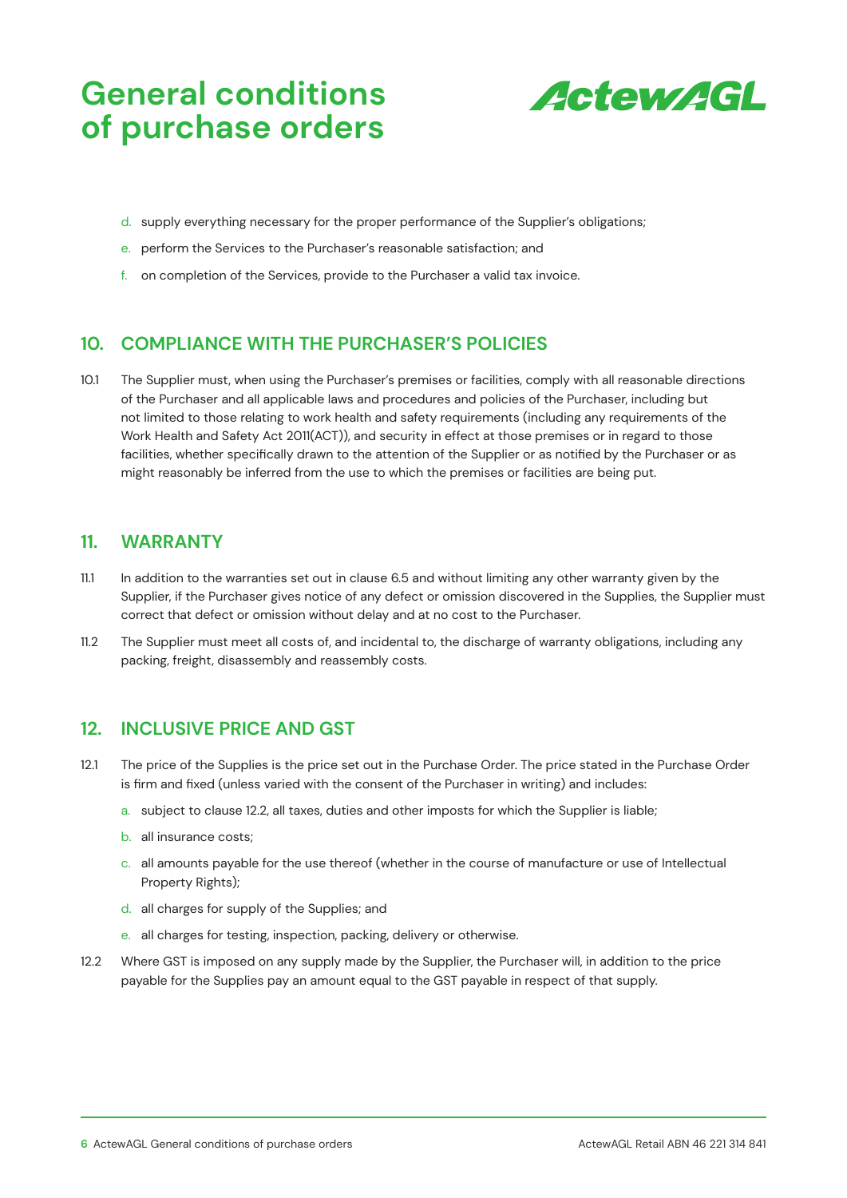d. supply everything necessary for the proper performance of the Supplier's obligations;

e. perform the Services to the Purchaser's reasonable satisfaction; and

f. on completion of the Services, provide to the Purchaser a valid tax invoice.

## 10. COMPLIANCE WITH THE PURCHASER'S POLICIES

10.1 The Supplier must, when using the Purchaser's premises or facilities, comply with all reasonable directions of the Purchaser and all applicable laws and procedures and policies of the Purchaser, including but not limited to those relating to work health and safety requirements (including any requirements of the Work Health and Safety Act 2011(ACT)), and security in effect at those premises or in regard to those facilities, whether specifically drawn to the attention of the Supplier or as notified by the Purchaser or as might reasonably be inferred from the use to which the premises or facilities are being put.

## 11. WARRANTY

11.1 In addition to the warranties set out in clause 6.5 and without limiting any other warranty given by the Supplier, if the Purchaser gives notice of any defect or omission discovered in the Supplies, the Supplier must correct that defect or omission without delay and at no cost to the Purchaser.

11.2 The Supplier must meet all costs of, and incidental to, the discharge of warranty obligations, including any packing, freight, disassembly and reassembly costs.

## 12. INCLUSIVE PRICE AND GST

12.1 The price of the Supplies is the price set out in the Purchase Order. The price stated in the Purchase Order is firm and fixed (unless varied with the consent of the Purchaser in writing) and includes:

a. subject to clause 12.2, all taxes, duties and other imposts for which the Supplier is liable;

b. all insurance costs;

c. all amounts payable for the use thereof (whether in the course of manufacture or use of Intellectual Property Rights);

d. all charges for supply of the Supplies; and

e. all charges for testing, inspection, packing, delivery or otherwise.

12.2 Where GST is imposed on any supply made by the Supplier, the Purchaser will, in addition to the price payable for the Supplies pay an amount equal to the GST payable in respect of that supply.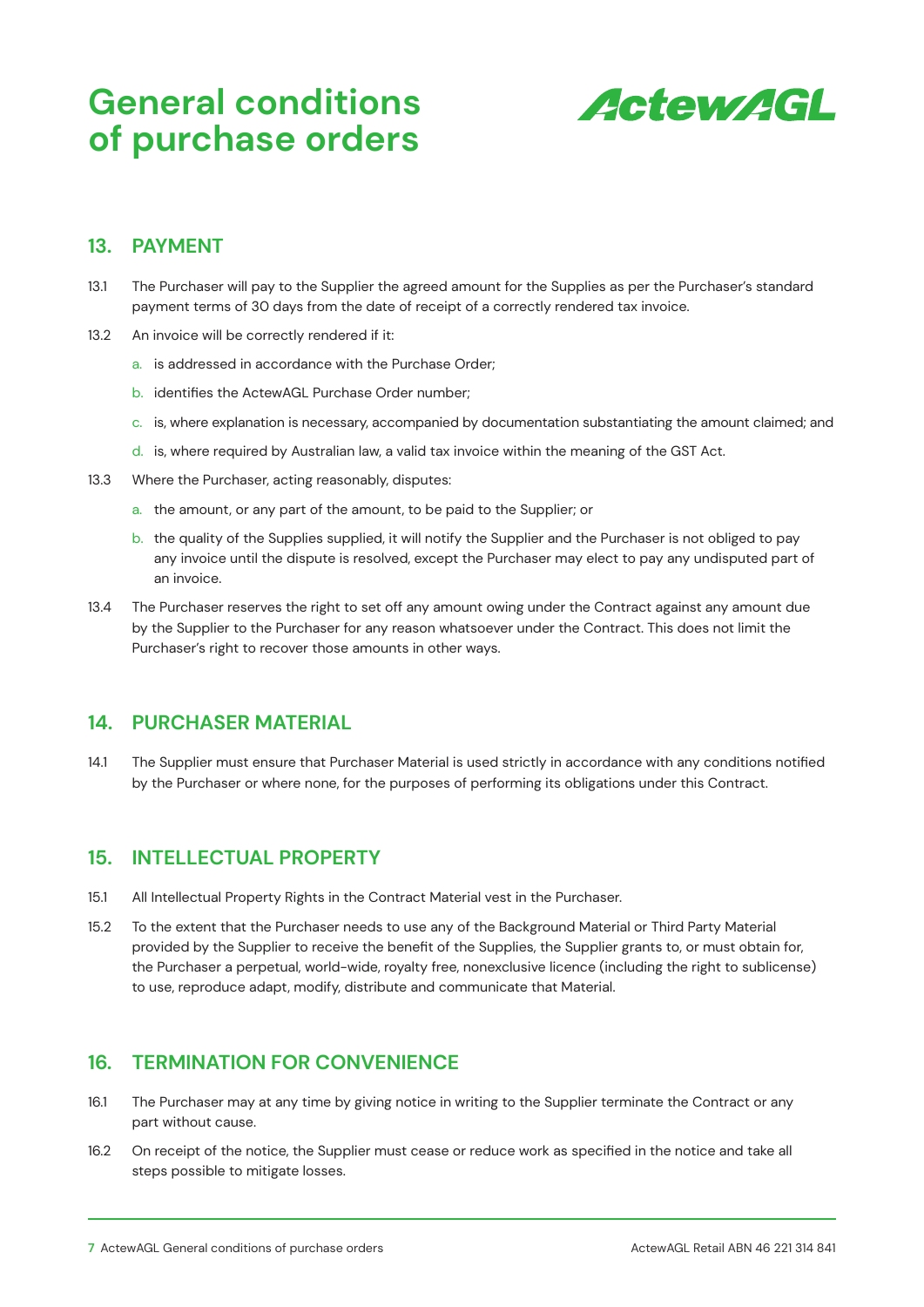# General conditions of purchase orders

## 13. PAYMENT

13.1 The Purchaser will pay to the Supplier the agreed amount for the Supplies as per the Purchaser's standard payment terms of 30 days from the date of receipt of a correctly rendered tax invoice.

13.2 An invoice will be correctly rendered if it:

a. is addressed in accordance with the Purchase Order;

b. identifies the ActewAGL Purchase Order number;

c. is, where explanation is necessary, accompanied by documentation substantiating the amount claimed; and

d. is, where required by Australian law, a valid tax invoice within the meaning of the GST Act.

13.3 Where the Purchaser, acting reasonably, disputes:

a. the amount, or any part of the amount, to be paid to the Supplier; or

b. the quality of the Supplies supplied, it will notify the Supplier and the Purchaser is not obliged to pay any invoice until the dispute is resolved, except the Purchaser may elect to pay any undisputed part of an invoice.

13.4 The Purchaser reserves the right to set off any amount owing under the Contract against any amount due by the Supplier to the Purchaser for any reason whatsoever under the Contract. This does not limit the Purchaser's right to recover those amounts in other ways.

## 14. PURCHASER MATERIAL

14.1 The Supplier must ensure that Purchaser Material is used strictly in accordance with any conditions notified by the Purchaser or where none, for the purposes of performing its obligations under this Contract.

## 15. INTELLECTUAL PROPERTY

15.1 All Intellectual Property Rights in the Contract Material vest in the Purchaser.

15.2 To the extent that the Purchaser needs to use any of the Background Material or Third Party Material provided by the Supplier to receive the benefit of the Supplies, the Supplier grants to, or must obtain for, the Purchaser a perpetual, world-wide, royalty free, nonexclusive licence (including the right to sublicense) to use, reproduce adapt, modify, distribute and communicate that Material.

## 16. TERMINATION FOR CONVENIENCE

16.1 The Purchaser may at any time by giving notice in writing to the Supplier terminate the Contract or any part without cause.

16.2 On receipt of the notice, the Supplier must cease or reduce work as specified in the notice and take all steps possible to mitigate losses.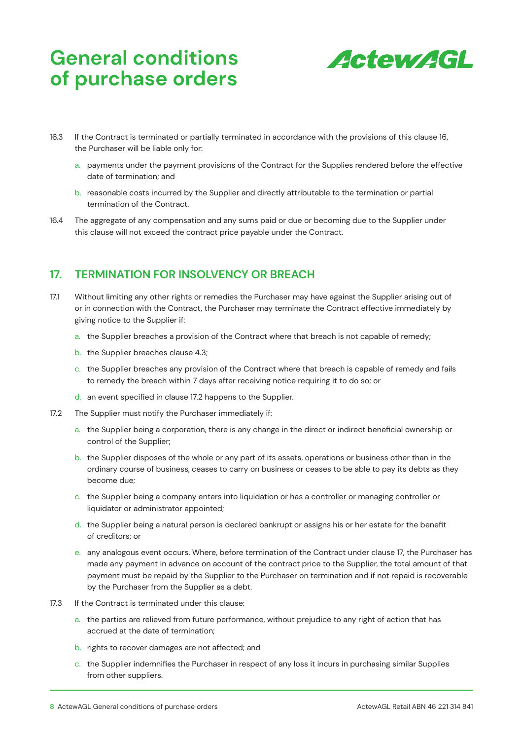16.3 If the Contract is terminated or partially terminated in accordance with the provisions of this clause 16, the Purchaser will be liable only for:

a. payments under the payment provisions of the Contract for the Supplies rendered before the effective date of termination; and

b. reasonable costs incurred by the Supplier and directly attributable to the termination or partial termination of the Contract.

16.4 The aggregate of any compensation and any sums paid or due or becoming due to the Supplier under this clause will not exceed the contract price payable under the Contract.

## 17. TERMINATION FOR INSOLVENCY OR BREACH

17.1 Without limiting any other rights or remedies the Purchaser may have against the Supplier arising out of or in connection with the Contract, the Purchaser may terminate the Contract effective immediately by giving notice to the Supplier if:

a. the Supplier breaches a provision of the Contract where that breach is not capable of remedy;

b. the Supplier breaches clause 4.3;

c. the Supplier breaches any provision of the Contract where that breach is capable of remedy and fails to remedy the breach within 7 days after receiving notice requiring it to do so; or

d. an event specified in clause 17.2 happens to the Supplier.

17.2 The Supplier must notify the Purchaser immediately if:

a. the Supplier being a corporation, there is any change in the direct or indirect beneficial ownership or control of the Supplier;

b. the Supplier disposes of the whole or any part of its assets, operations or business other than in the ordinary course of business, ceases to carry on business or ceases to be able to pay its debts as they become due;

c. the Supplier being a company enters into liquidation or has a controller or managing controller or liquidator or administrator appointed;

d. the Supplier being a natural person is declared bankrupt or assigns his or her estate for the benefit of creditors; or

e. any analogous event occurs. Where, before termination of the Contract under clause 17, the Purchaser has made any payment in advance on account of the contract price to the Supplier, the total amount of that payment must be repaid by the Supplier to the Purchaser on termination and if not repaid is recoverable by the Purchaser from the Supplier as a debt.

17.3 If the Contract is terminated under this clause:

a. the parties are relieved from future performance, without prejudice to any right of action that has accrued at the date of termination;

b. rights to recover damages are not affected; and

c. the Supplier indemnifies the Purchaser in respect of any loss it incurs in purchasing similar Supplies from other suppliers.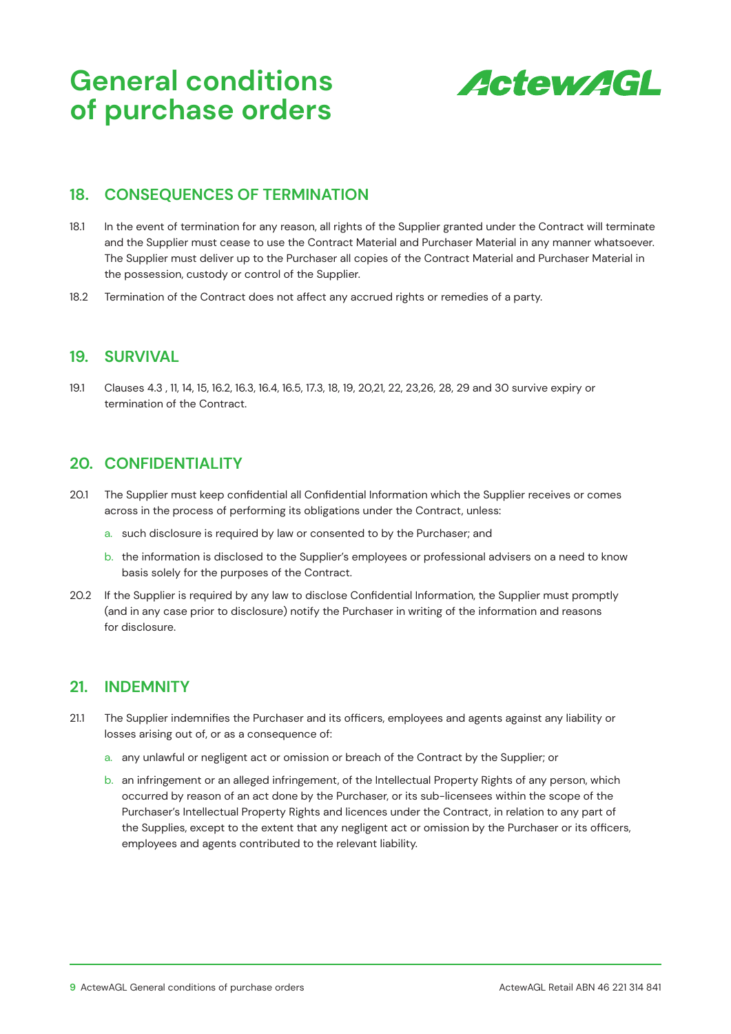## 18. CONSEQUENCES OF TERMINATION

18.1 In the event of termination for any reason, all rights of the Supplier granted under the Contract will terminate and the Supplier must cease to use the Contract Material and Purchaser Material in any manner whatsoever. The Supplier must deliver up to the Purchaser all copies of the Contract Material and Purchaser Material in the possession, custody or control of the Supplier.

18.2 Termination of the Contract does not affect any accrued rights or remedies of a party.

## 19. SURVIVAL

19.1 Clauses 4.3 , 11, 14, 15, 16.2, 16.3, 16.4, 16.5, 17.3, 18, 19, 20,21, 22, 23,26, 28, 29 and 30 survive expiry or termination of the Contract.

## 20. CONFIDENTIALITY

20.1 The Supplier must keep confidential all Confidential Information which the Supplier receives or comes across in the process of performing its obligations under the Contract, unless:

a. such disclosure is required by law or consented to by the Purchaser; and

b. the information is disclosed to the Supplier's employees or professional advisers on a need to know basis solely for the purposes of the Contract.

20.2 If the Supplier is required by any law to disclose Confidential Information, the Supplier must promptly (and in any case prior to disclosure) notify the Purchaser in writing of the information and reasons for disclosure.

## 21. INDEMNITY

21.1 The Supplier indemnifies the Purchaser and its officers, employees and agents against any liability or losses arising out of, or as a consequence of:

a. any unlawful or negligent act or omission or breach of the Contract by the Supplier; or

b. an infringement or an alleged infringement, of the Intellectual Property Rights of any person, which occurred by reason of an act done by the Purchaser, or its sub-licensees within the scope of the Purchaser's Intellectual Property Rights and licences under the Contract, in relation to any part of the Supplies, except to the extent that any negligent act or omission by the Purchaser or its officers, employees and agents contributed to the relevant liability.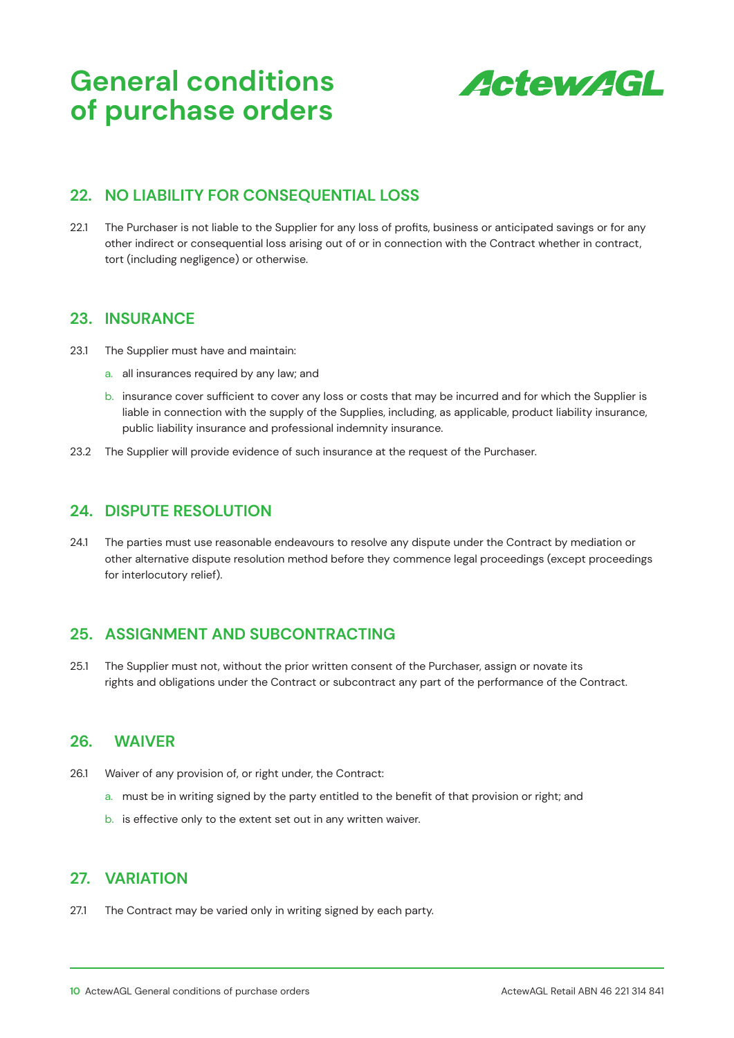# General conditions of purchase orders

ActewAGL

## 22. NO LIABILITY FOR CONSEQUENTIAL LOSS

22.1 The Purchaser is not liable to the Supplier for any loss of profits, business or anticipated savings or for any other indirect or consequential loss arising out of or in connection with the Contract whether in contract, tort (including negligence) or otherwise.

## 23. INSURANCE

23.1 The Supplier must have and maintain:

a. all insurances required by any law; and

b. insurance cover sufficient to cover any loss or costs that may be incurred and for which the Supplier is liable in connection with the supply of the Supplies, including, as applicable, product liability insurance, public liability insurance and professional indemnity insurance.

23.2 The Supplier will provide evidence of such insurance at the request of the Purchaser.

## 24. DISPUTE RESOLUTION

24.1 The parties must use reasonable endeavours to resolve any dispute under the Contract by mediation or other alternative dispute resolution method before they commence legal proceedings (except proceedings for interlocutory relief).

## 25. ASSIGNMENT AND SUBCONTRACTING

25.1 The Supplier must not, without the prior written consent of the Purchaser, assign or novate its rights and obligations under the Contract or subcontract any part of the performance of the Contract.

## 26. WAIVER

26.1 Waiver of any provision of, or right under, the Contract:

a. must be in writing signed by the party entitled to the benefit of that provision or right; and

b. is effective only to the extent set out in any written waiver.

## 27. VARIATION

27.1 The Contract may be varied only in writing signed by each party.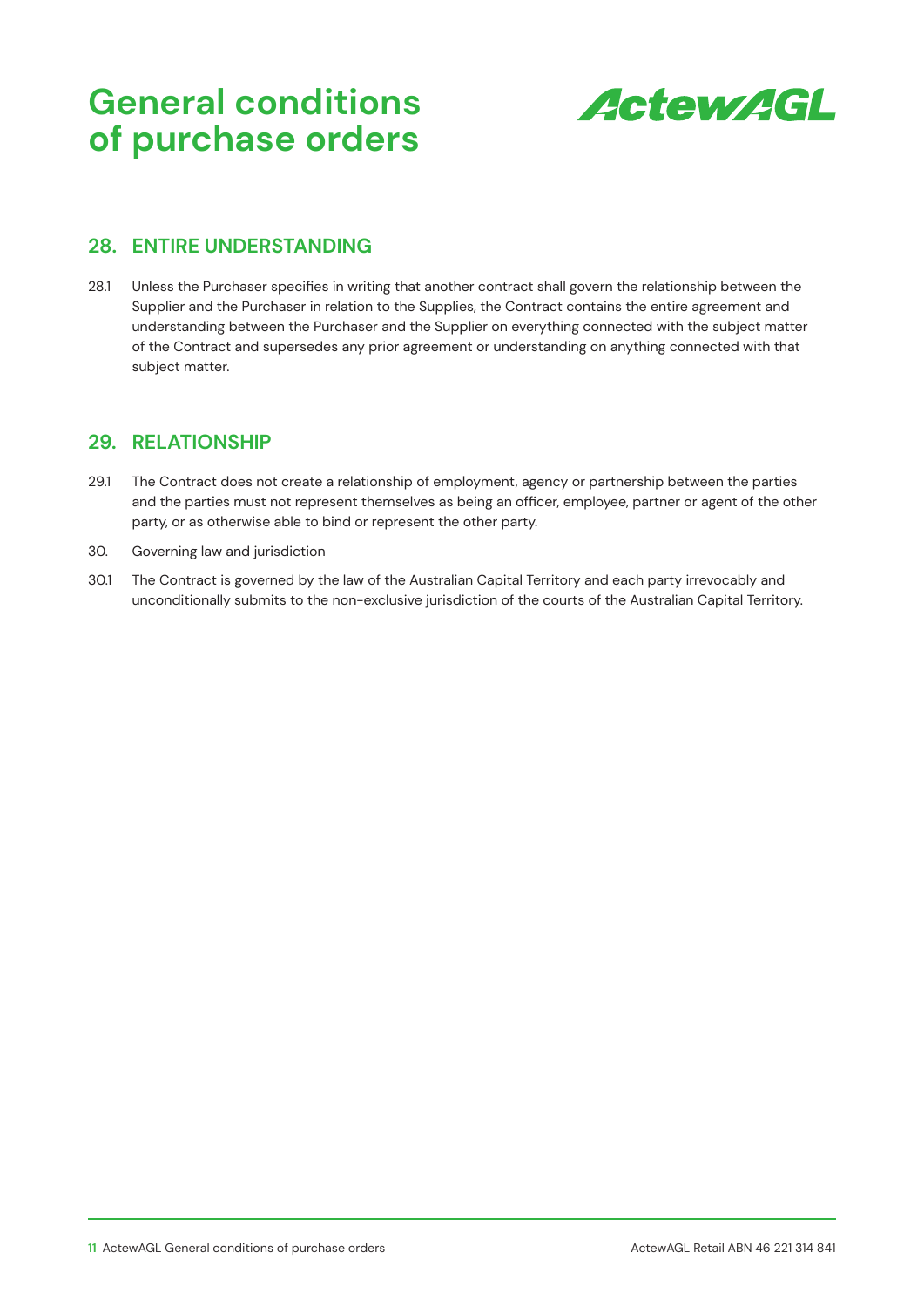## 28. ENTIRE UNDERSTANDING

28.1 Unless the Purchaser specifies in writing that another contract shall govern the relationship between the Supplier and the Purchaser in relation to the Supplies, the Contract contains the entire agreement and understanding between the Purchaser and the Supplier on everything connected with the subject matter of the Contract and supersedes any prior agreement or understanding on anything connected with that subject matter.

## 29. RELATIONSHIP

29.1 The Contract does not create a relationship of employment, agency or partnership between the parties and the parties must not represent themselves as being an officer, employee, partner or agent of the other party, or as otherwise able to bind or represent the other party.

30. Governing law and jurisdiction

30.1 The Contract is governed by the law of the Australian Capital Territory and each party irrevocably and unconditionally submits to the non-exclusive jurisdiction of the courts of the Australian Capital Territory.